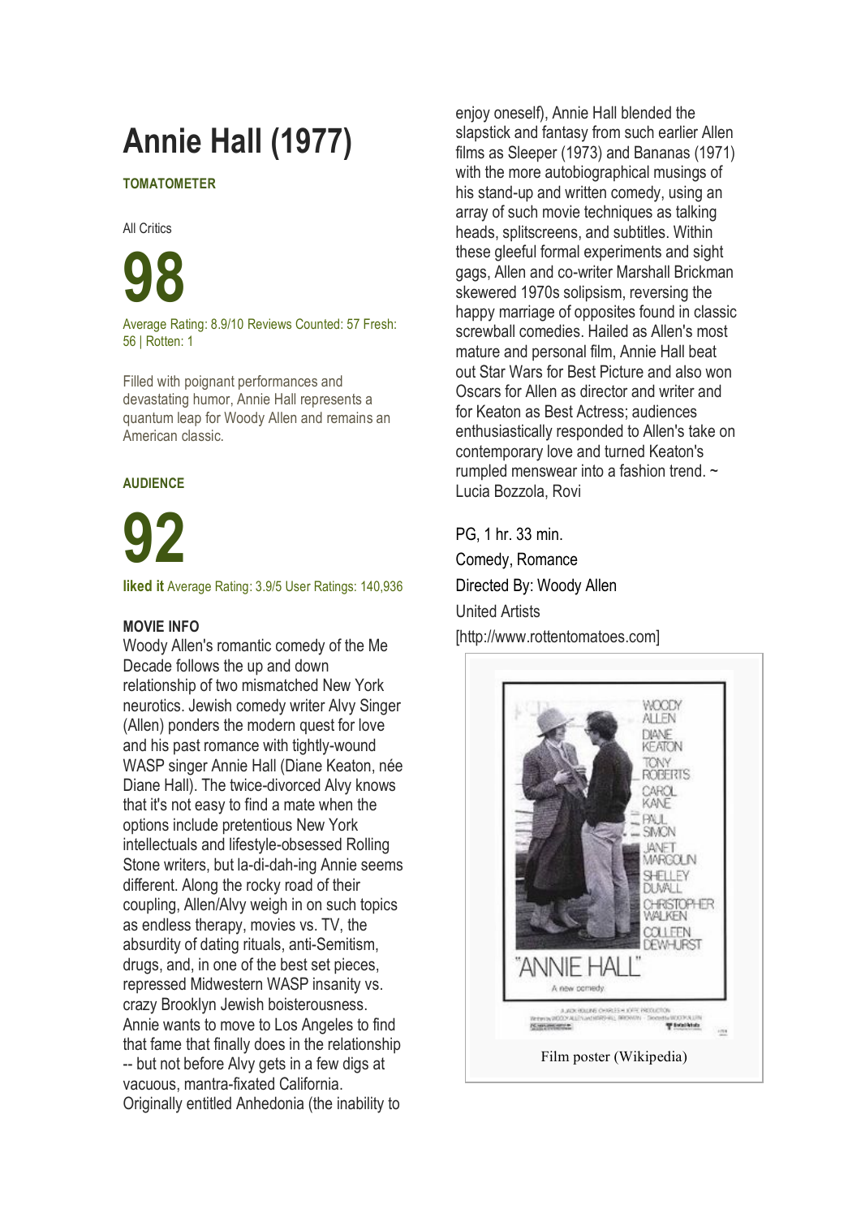# Annie Hall (1977)

**TOMATOMETER**

All Critics

**98**

Average Rating: 8.9/10 Reviews Counted: 57 Fresh: 56 | Rotten: 1

Filled with poignant performances and devastating humor, Annie Hall represents a quantum leap for Woody Allen and remains an American classic.

**AUDIENCE**

**92**

**liked it** Average Rating: 3.9/5 User Ratings: 140,936

**MOVIE INFO**

Woody Allen's romantic comedy of the Me Decade follows the up and down relationship of two mismatched New York neurotics. Jewish comedy writer Alvy Singer (Allen) ponders the modern quest for love and his past romance with tightly-wound WASP singer Annie Hall (Diane Keaton, née Diane Hall). The twice-divorced Alvy knows that it's not easy to find a mate when the options include pretentious New York intellectuals and lifestyle-obsessed Rolling Stone writers, but la-di-dah-ing Annie seems different. Along the rocky road of their coupling, Allen/Alvy weigh in on such topics as endless therapy, movies vs. TV, the absurdity of dating rituals, anti-Semitism, drugs, and, in one of the best set pieces, repressed Midwestern WASP insanity vs. crazy Brooklyn Jewish boisterousness. Annie wants to move to Los Angeles to find that fame that finally does in the relationship -- but not before Alvy gets in a few digs at vacuous, mantra-fixated California. Originally entitled Anhedonia (the inability to enjoy oneself), Annie Hall blended the slapstick and fantasy from such earlier Allen films as Sleeper (1973) and Bananas (1971) with the more autobiographical musings of his stand-up and written comedy, using an array of such movie techniques as talking heads, splitscreens, and subtitles. Within these gleeful formal experiments and sight gags, Allen and co-writer Marshall Brickman skewered 1970s solipsism, reversing the happy marriage of opposites found in classic screwball comedies. Hailed as Allen's most mature and personal film, Annie Hall beat out Star Wars for Best Picture and also won Oscars for Allen as director and writer and for Keaton as Best Actress; audiences enthusiastically responded to Allen's take on contemporary love and turned Keaton's rumpled menswear into a fashion trend. ~ Lucia Bozzola, Rovi

PG, 1 hr. 33 min.

Comedy, Romance

Directed By: Woody Allen

United Artists

[http://www.rottentomatoes.com]

Film poster (Wikipedia)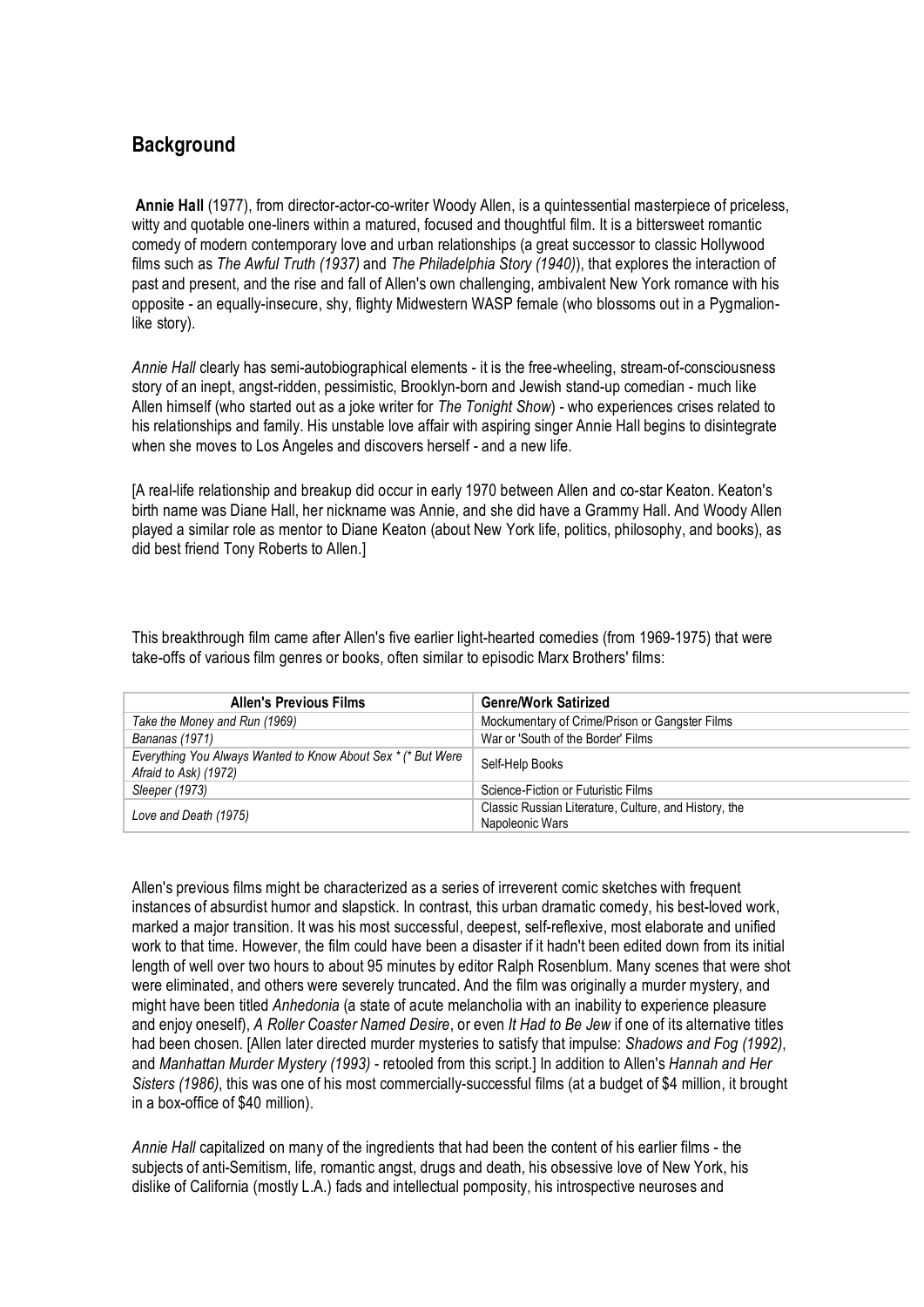## Background

**Annie Hall** (1977), from director-actor-co-writer Woody Allen, is a quintessential masterpiece of priceless, witty and quotable one-liners within a matured, focused and thoughtful film. It is a bittersweet romantic comedy of modern contemporary love and urban relationships (a great successor to classic Hollywood films such as *The Awful Truth (1937)* and *The Philadelphia Story (1940)*), that explores the interaction of past and present, and the rise and fall of Allen's own challenging, ambivalent New York romance with his opposite - an equally-insecure, shy, flighty Midwestern WASP female (who blossoms out in a Pygmalion-like story).

*Annie Hall* clearly has semi-autobiographical elements - it is the free-wheeling, stream-of-consciousness story of an inept, angst-ridden, pessimistic, Brooklyn-born and Jewish stand-up comedian - much like Allen himself (who started out as a joke writer for *The Tonight Show*) - who experiences crises related to his relationships and family. His unstable love affair with aspiring singer Annie Hall begins to disintegrate when she moves to Los Angeles and discovers herself - and a new life.

[A real-life relationship and breakup did occur in early 1970 between Allen and co-star Keaton. Keaton's birth name was Diane Hall, her nickname was Annie, and she did have a Grammy Hall. And Woody Allen played a similar role as mentor to Diane Keaton (about New York life, politics, philosophy, and books), as did best friend Tony Roberts to Allen.]

This breakthrough film came after Allen's five earlier light-hearted comedies (from 1969-1975) that were take-offs of various film genres or books, often similar to episodic Marx Brothers' films:

| Allen's Previous Films | Genre/Work Satirized |
| --- | --- |
| *Take the Money and Run (1969)* | Mockumentary of Crime/Prison or Gangster Films |
| *Bananas (1971)* | War or 'South of the Border' Films |
| *Everything You Always Wanted to Know About Sex * (* But Were Afraid to Ask) (1972)* | Self-Help Books |
| *Sleeper (1973)* | Science-Fiction or Futuristic Films |
| *Love and Death (1975)* | Classic Russian Literature, Culture, and History, the Napoleonic Wars |

Allen's previous films might be characterized as a series of irreverent comic sketches with frequent instances of absurdist humor and slapstick. In contrast, this urban dramatic comedy, his best-loved work, marked a major transition. It was his most successful, deepest, self-reflexive, most elaborate and unified work to that time. However, the film could have been a disaster if it hadn't been edited down from its initial length of well over two hours to about 95 minutes by editor Ralph Rosenblum. Many scenes that were shot were eliminated, and others were severely truncated. And the film was originally a murder mystery, and might have been titled *Anhedonia* (a state of acute melancholia with an inability to experience pleasure and enjoy oneself), *A Roller Coaster Named Desire*, or even *It Had to Be Jew* if one of its alternative titles had been chosen. [Allen later directed murder mysteries to satisfy that impulse: *Shadows and Fog (1992)*, and *Manhattan Murder Mystery (1993)* - retooled from this script.] In addition to Allen's *Hannah and Her Sisters (1986)*, this was one of his most commercially-successful films (at a budget of $4 million, it brought in a box-office of $40 million).

*Annie Hall* capitalized on many of the ingredients that had been the content of his earlier films - the subjects of anti-Semitism, life, romantic angst, drugs and death, his obsessive love of New York, his dislike of California (mostly L.A.) fads and intellectual pomposity, his introspective neuroses and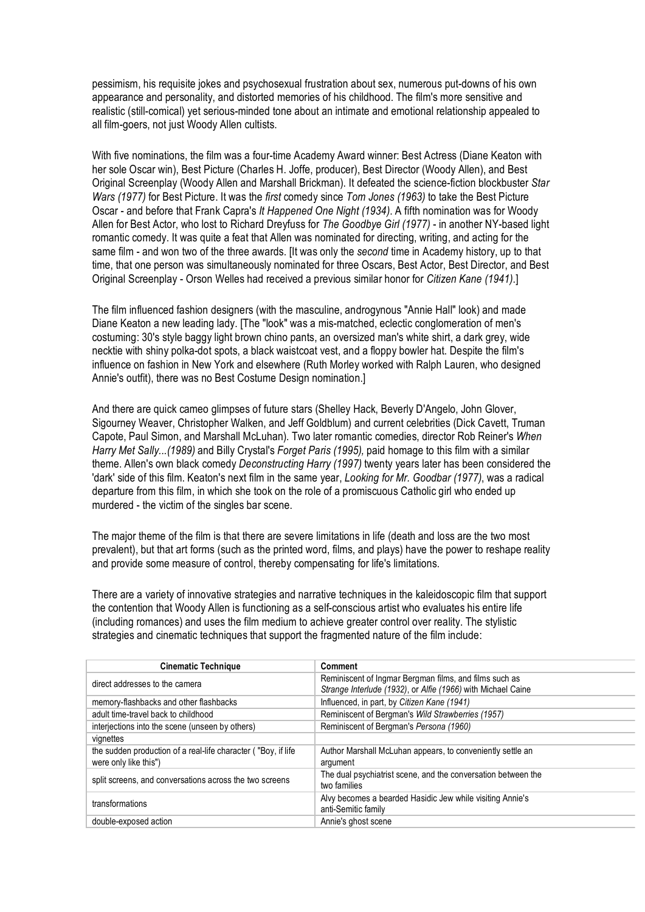pessimism, his requisite jokes and psychosexual frustration about sex, numerous put-downs of his own appearance and personality, and distorted memories of his childhood. The film's more sensitive and realistic (still-comical) yet serious-minded tone about an intimate and emotional relationship appealed to all film-goers, not just Woody Allen cultists.

With five nominations, the film was a four-time Academy Award winner: Best Actress (Diane Keaton with her sole Oscar win), Best Picture (Charles H. Joffe, producer), Best Director (Woody Allen), and Best Original Screenplay (Woody Allen and Marshall Brickman). It defeated the science-fiction blockbuster *Star Wars (1977)* for Best Picture. It was the *first* comedy since *Tom Jones (1963)* to take the Best Picture Oscar - and before that Frank Capra's *It Happened One Night (1934)*. A fifth nomination was for Woody Allen for Best Actor, who lost to Richard Dreyfuss for *The Goodbye Girl (1977)* - in another NY-based light romantic comedy. It was quite a feat that Allen was nominated for directing, writing, and acting for the same film - and won two of the three awards. [It was only the *second* time in Academy history, up to that time, that one person was simultaneously nominated for three Oscars, Best Actor, Best Director, and Best Original Screenplay - Orson Welles had received a previous similar honor for *Citizen Kane (1941)*.]

The film influenced fashion designers (with the masculine, androgynous "Annie Hall" look) and made Diane Keaton a new leading lady. [The "look" was a mis-matched, eclectic conglomeration of men's costuming: 30's style baggy light brown chino pants, an oversized man's white shirt, a dark grey, wide necktie with shiny polka-dot spots, a black waistcoat vest, and a floppy bowler hat. Despite the film's influence on fashion in New York and elsewhere (Ruth Morley worked with Ralph Lauren, who designed Annie's outfit), there was no Best Costume Design nomination.]

And there are quick cameo glimpses of future stars (Shelley Hack, Beverly D'Angelo, John Glover, Sigourney Weaver, Christopher Walken, and Jeff Goldblum) and current celebrities (Dick Cavett, Truman Capote, Paul Simon, and Marshall McLuhan). Two later romantic comedies, director Rob Reiner's *When Harry Met Sally...(1989)* and Billy Crystal's *Forget Paris (1995),* paid homage to this film with a similar theme. Allen's own black comedy *Deconstructing Harry (1997)* twenty years later has been considered the 'dark' side of this film. Keaton's next film in the same year, *Looking for Mr. Goodbar (1977)*, was a radical departure from this film, in which she took on the role of a promiscuous Catholic girl who ended up murdered - the victim of the singles bar scene.

The major theme of the film is that there are severe limitations in life (death and loss are the two most prevalent), but that art forms (such as the printed word, films, and plays) have the power to reshape reality and provide some measure of control, thereby compensating for life's limitations.

There are a variety of innovative strategies and narrative techniques in the kaleidoscopic film that support the contention that Woody Allen is functioning as a self-conscious artist who evaluates his entire life (including romances) and uses the film medium to achieve greater control over reality. The stylistic strategies and cinematic techniques that support the fragmented nature of the film include:

| Cinematic Technique | Comment |
| --- | --- |
| direct addresses to the camera | Reminiscent of Ingmar Bergman films, and films such as *Strange Interlude (1932)*, or *Alfie (1966)* with Michael Caine |
| memory-flashbacks and other flashbacks | Influenced, in part, by *Citizen Kane (1941)* |
| adult time-travel back to childhood | Reminiscent of Bergman's *Wild Strawberries (1957)* |
| interjections into the scene (unseen by others) | Reminiscent of Bergman's *Persona (1960)* |
| vignettes | |
| the sudden production of a real-life character ( "Boy, if life were only like this") | Author Marshall McLuhan appears, to conveniently settle an argument |
| split screens, and conversations across the two screens | The dual psychiatrist scene, and the conversation between the two families |
| transformations | Alvy becomes a bearded Hasidic Jew while visiting Annie's anti-Semitic family |
| double-exposed action | Annie's ghost scene |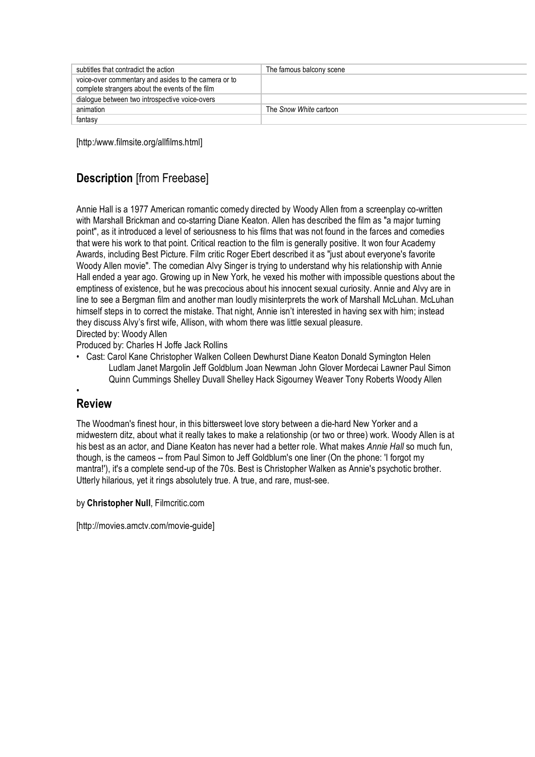| | |
|---|---|
| subtitles that contradict the action | The famous balcony scene |
| voice-over commentary and asides to the camera or to complete strangers about the events of the film | |
| dialogue between two introspective voice-overs | |
| animation | The *Snow White* cartoon |
| fantasy | |

[http:/www.filmsite.org/allfilms.html]

## **Description** [from Freebase]

Annie Hall is a 1977 American romantic comedy directed by Woody Allen from a screenplay co-written with Marshall Brickman and co-starring Diane Keaton. Allen has described the film as "a major turning point", as it introduced a level of seriousness to his films that was not found in the farces and comedies that were his work to that point. Critical reaction to the film is generally positive. It won four Academy Awards, including Best Picture. Film critic Roger Ebert described it as "just about everyone's favorite Woody Allen movie". The comedian Alvy Singer is trying to understand why his relationship with Annie Hall ended a year ago. Growing up in New York, he vexed his mother with impossible questions about the emptiness of existence, but he was precocious about his innocent sexual curiosity. Annie and Alvy are in line to see a Bergman film and another man loudly misinterprets the work of Marshall McLuhan. McLuhan himself steps in to correct the mistake. That night, Annie isn't interested in having sex with him; instead they discuss Alvy's first wife, Allison, with whom there was little sexual pleasure.
Directed by: Woody Allen
Produced by: Charles H Joffe Jack Rollins

- Cast: Carol Kane Christopher Walken Colleen Dewhurst Diane Keaton Donald Symington Helen Ludlam Janet Margolin Jeff Goldblum Joan Newman John Glover Mordecai Lawner Paul Simon Quinn Cummings Shelley Duvall Shelley Hack Sigourney Weaver Tony Roberts Woody Allen
-

## Review

The Woodman's finest hour, in this bittersweet love story between a die-hard New Yorker and a midwestern ditz, about what it really takes to make a relationship (or two or three) work. Woody Allen is at his best as an actor, and Diane Keaton has never had a better role. What makes *Annie Hall* so much fun, though, is the cameos -- from Paul Simon to Jeff Goldblum's one liner (On the phone: 'I forgot my mantra!'), it's a complete send-up of the 70s. Best is Christopher Walken as Annie's psychotic brother. Utterly hilarious, yet it rings absolutely true. A true, and rare, must-see.

by **Christopher Null**, Filmcritic.com

[http://movies.amctv.com/movie-guide]